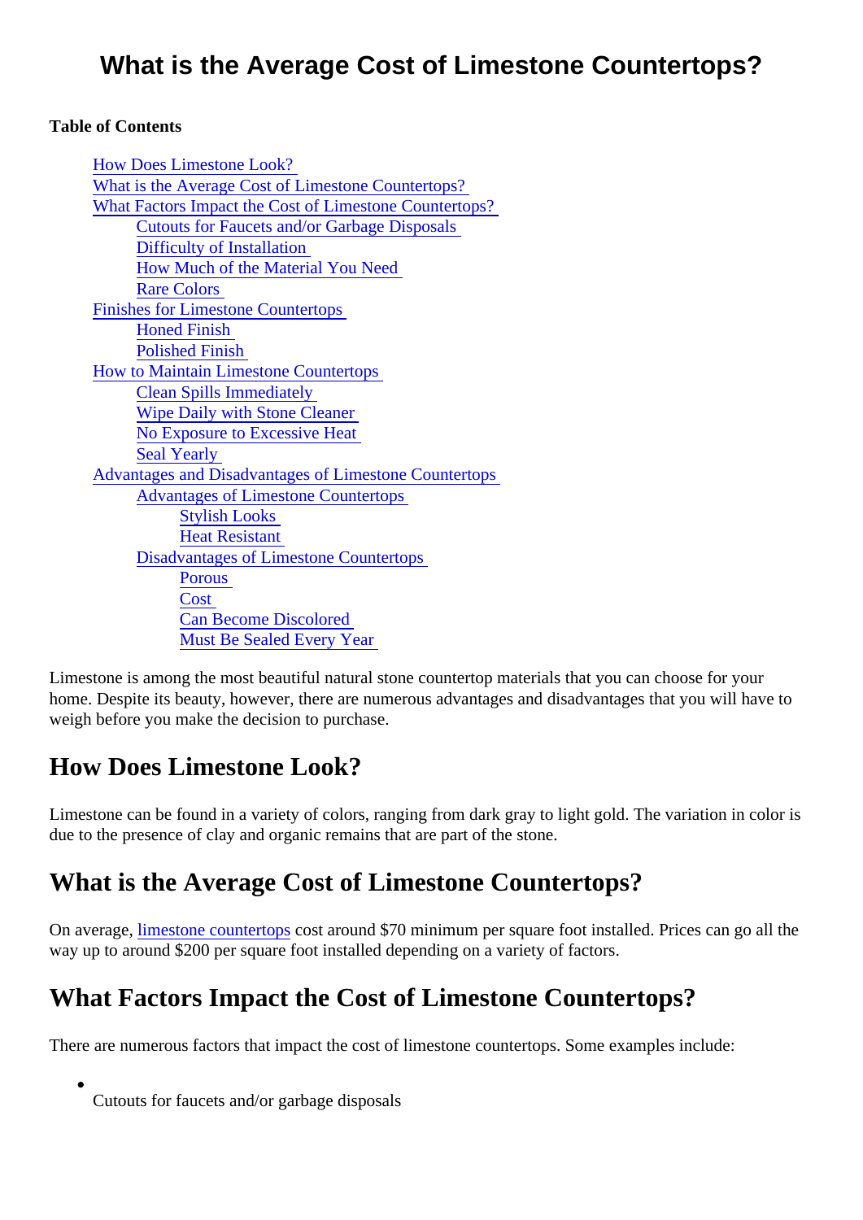# What is the Average Cost of Limestone Countertops?

**Table of Contents**

- How Does Limestone Look?
- What is the Average Cost of Limestone Countertops?
- What Factors Impact the Cost of Limestone Countertops?
    - Cutouts for Faucets and/or Garbage Disposals
    - Difficulty of Installation
    - How Much of the Material You Need
    - Rare Colors
- Finishes for Limestone Countertops
    - Honed Finish
    - Polished Finish
- How to Maintain Limestone Countertops
    - Clean Spills Immediately
    - Wipe Daily with Stone Cleaner
    - No Exposure to Excessive Heat
    - Seal Yearly
- Advantages and Disadvantages of Limestone Countertops
    - Advantages of Limestone Countertops
        - Stylish Looks
        - Heat Resistant
    - Disadvantages of Limestone Countertops
        - Porous
        - Cost
        - Can Become Discolored
        - Must Be Sealed Every Year

Limestone is among the most beautiful natural stone countertop materials that you can choose for your home. Despite its beauty, however, there are numerous advantages and disadvantages that you will have to weigh before you make the decision to purchase.

## How Does Limestone Look?

Limestone can be found in a variety of colors, ranging from dark gray to light gold. The variation in color is due to the presence of clay and organic remains that are part of the stone.

## What is the Average Cost of Limestone Countertops?

On average, limestone countertops cost around $70 minimum per square foot installed. Prices can go all the way up to around $200 per square foot installed depending on a variety of factors.

## What Factors Impact the Cost of Limestone Countertops?

There are numerous factors that impact the cost of limestone countertops. Some examples include:

- Cutouts for faucets and/or garbage disposals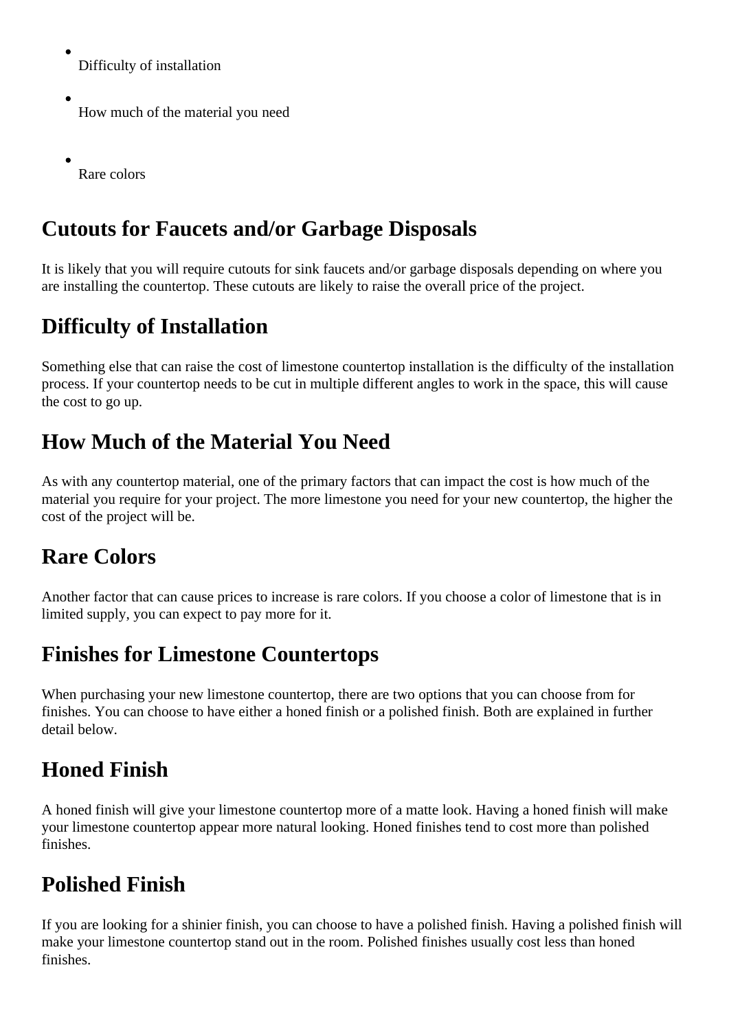- Difficulty of installation
- How much of the material you need
- Rare colors

## Cutouts for Faucets and/or Garbage Disposals

It is likely that you will require cutouts for sink faucets and/or garbage disposals depending on where you are installing the countertop. These cutouts are likely to raise the overall price of the project.

## Difficulty of Installation

Something else that can raise the cost of limestone countertop installation is the difficulty of the installation process. If your countertop needs to be cut in multiple different angles to work in the space, this will cause the cost to go up.

## How Much of the Material You Need

As with any countertop material, one of the primary factors that can impact the cost is how much of the material you require for your project. The more limestone you need for your new countertop, the higher the cost of the project will be.

## Rare Colors

Another factor that can cause prices to increase is rare colors. If you choose a color of limestone that is in limited supply, you can expect to pay more for it.

## Finishes for Limestone Countertops

When purchasing your new limestone countertop, there are two options that you can choose from for finishes. You can choose to have either a honed finish or a polished finish. Both are explained in further detail below.

## Honed Finish

A honed finish will give your limestone countertop more of a matte look. Having a honed finish will make your limestone countertop appear more natural looking. Honed finishes tend to cost more than polished finishes.

## Polished Finish

If you are looking for a shinier finish, you can choose to have a polished finish. Having a polished finish will make your limestone countertop stand out in the room. Polished finishes usually cost less than honed finishes.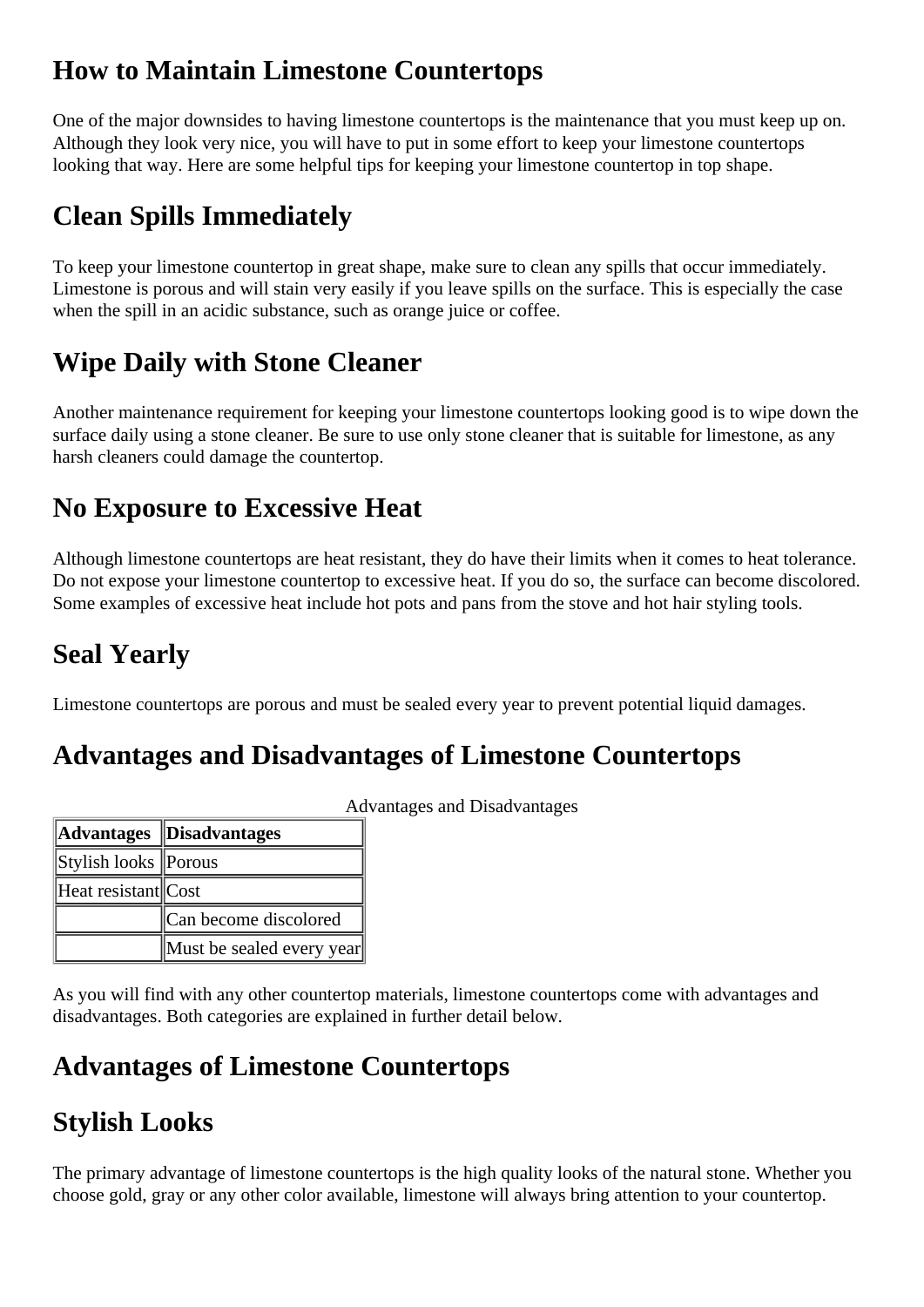## How to Maintain Limestone Countertops

One of the major downsides to having limestone countertops is the maintenance that you must keep up on. Although they look very nice, you will have to put in some effort to keep your limestone countertops looking that way. Here are some helpful tips for keeping your limestone countertop in top shape.

## Clean Spills Immediately

To keep your limestone countertop in great shape, make sure to clean any spills that occur immediately. Limestone is porous and will stain very easily if you leave spills on the surface. This is especially the case when the spill in an acidic substance, such as orange juice or coffee.

## Wipe Daily with Stone Cleaner

Another maintenance requirement for keeping your limestone countertops looking good is to wipe down the surface daily using a stone cleaner. Be sure to use only stone cleaner that is suitable for limestone, as any harsh cleaners could damage the countertop.

## No Exposure to Excessive Heat

Although limestone countertops are heat resistant, they do have their limits when it comes to heat tolerance. Do not expose your limestone countertop to excessive heat. If you do so, the surface can become discolored. Some examples of excessive heat include hot pots and pans from the stove and hot hair styling tools.

## Seal Yearly

Limestone countertops are porous and must be sealed every year to prevent potential liquid damages.

## Advantages and Disadvantages of Limestone Countertops

Advantages and Disadvantages

| Advantages | Disadvantages |
|---|---|
| Stylish looks | Porous |
| Heat resistant | Cost |
| | Can become discolored |
| | Must be sealed every year |

As you will find with any other countertop materials, limestone countertops come with advantages and disadvantages. Both categories are explained in further detail below.

## Advantages of Limestone Countertops

## Stylish Looks

The primary advantage of limestone countertops is the high quality looks of the natural stone. Whether you choose gold, gray or any other color available, limestone will always bring attention to your countertop.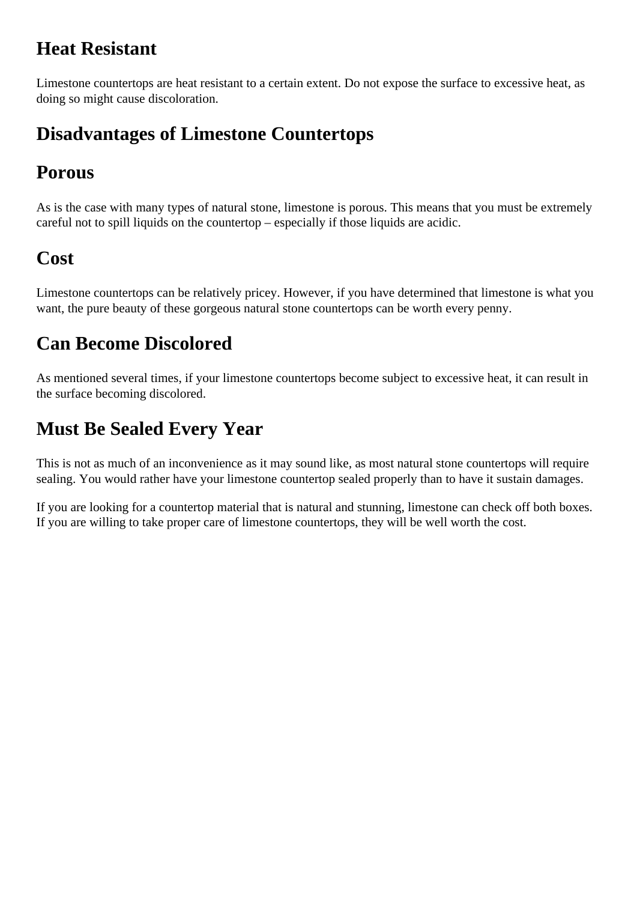## Heat Resistant

Limestone countertops are heat resistant to a certain extent. Do not expose the surface to excessive heat, as doing so might cause discoloration.

## Disadvantages of Limestone Countertops

## Porous

As is the case with many types of natural stone, limestone is porous. This means that you must be extremely careful not to spill liquids on the countertop – especially if those liquids are acidic.

## Cost

Limestone countertops can be relatively pricey. However, if you have determined that limestone is what you want, the pure beauty of these gorgeous natural stone countertops can be worth every penny.

## Can Become Discolored

As mentioned several times, if your limestone countertops become subject to excessive heat, it can result in the surface becoming discolored.

## Must Be Sealed Every Year

This is not as much of an inconvenience as it may sound like, as most natural stone countertops will require sealing. You would rather have your limestone countertop sealed properly than to have it sustain damages.

If you are looking for a countertop material that is natural and stunning, limestone can check off both boxes. If you are willing to take proper care of limestone countertops, they will be well worth the cost.